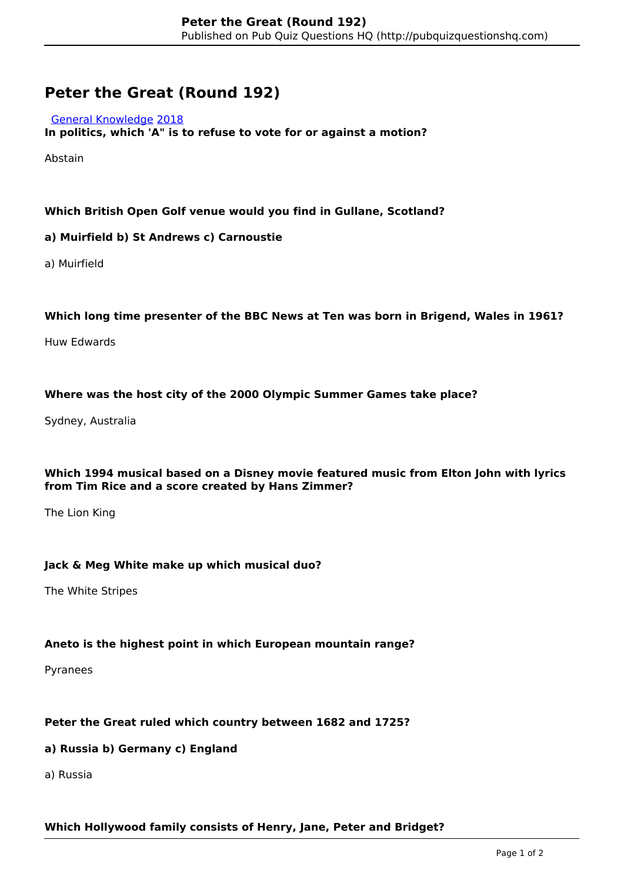# Peter the Great (Round 192)

[General Knowledge](#) [2018](#)

**In politics, which 'A" is to refuse to vote for or against a motion?**

Abstain

**Which British Open Golf venue would you find in Gullane, Scotland?**

**a) Muirfield b) St Andrews c) Carnoustie**

a) Muirfield

**Which long time presenter of the BBC News at Ten was born in Brigend, Wales in 1961?**

Huw Edwards

**Where was the host city of the 2000 Olympic Summer Games take place?**

Sydney, Australia

**Which 1994 musical based on a Disney movie featured music from Elton John with lyrics from Tim Rice and a score created by Hans Zimmer?**

The Lion King

**Jack & Meg White make up which musical duo?**

The White Stripes

**Aneto is the highest point in which European mountain range?**

Pyranees

**Peter the Great ruled which country between 1682 and 1725?**

**a) Russia b) Germany c) England**

a) Russia

**Which Hollywood family consists of Henry, Jane, Peter and Bridget?**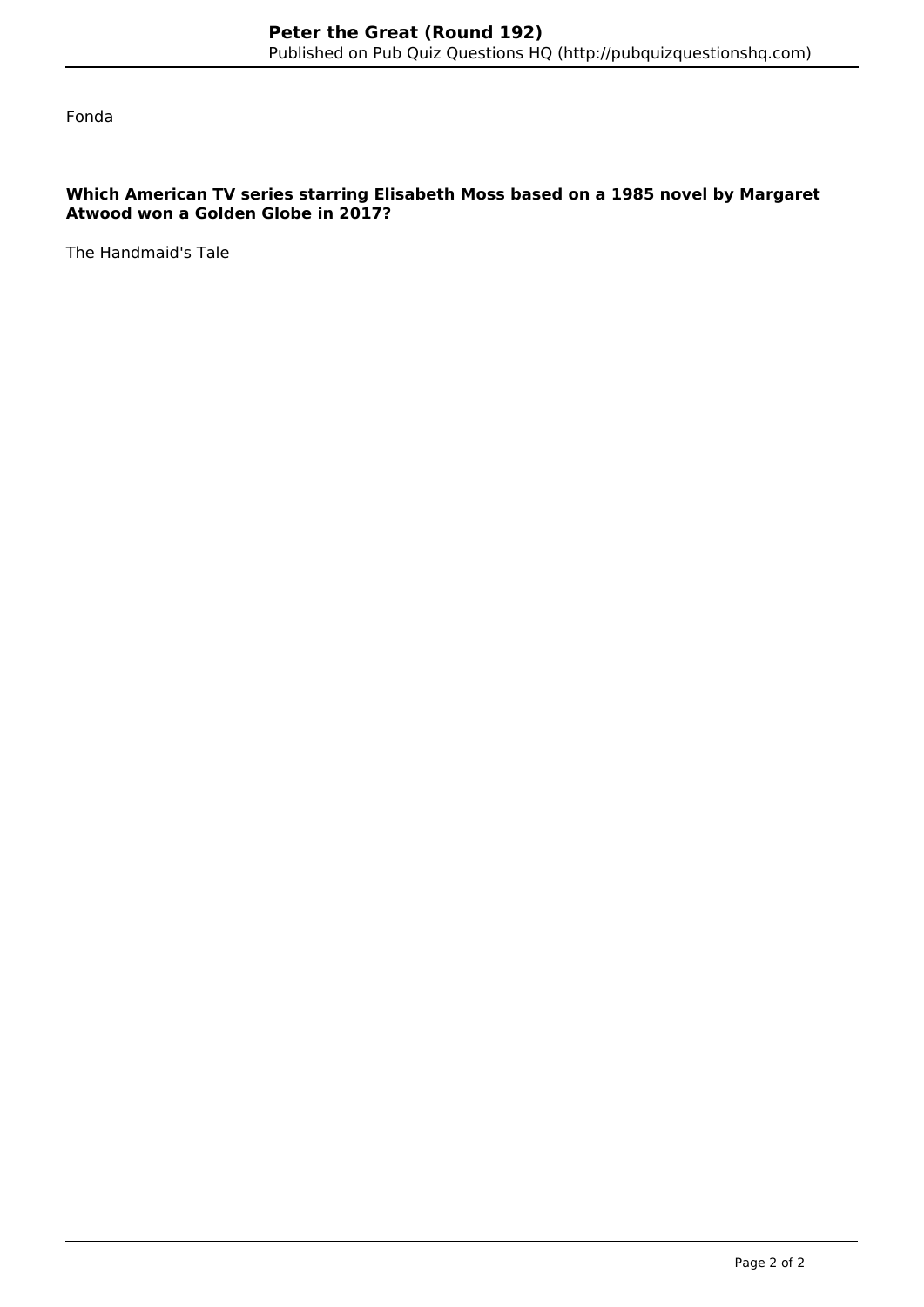Fonda

**Which American TV series starring Elisabeth Moss based on a 1985 novel by Margaret Atwood won a Golden Globe in 2017?**

The Handmaid's Tale